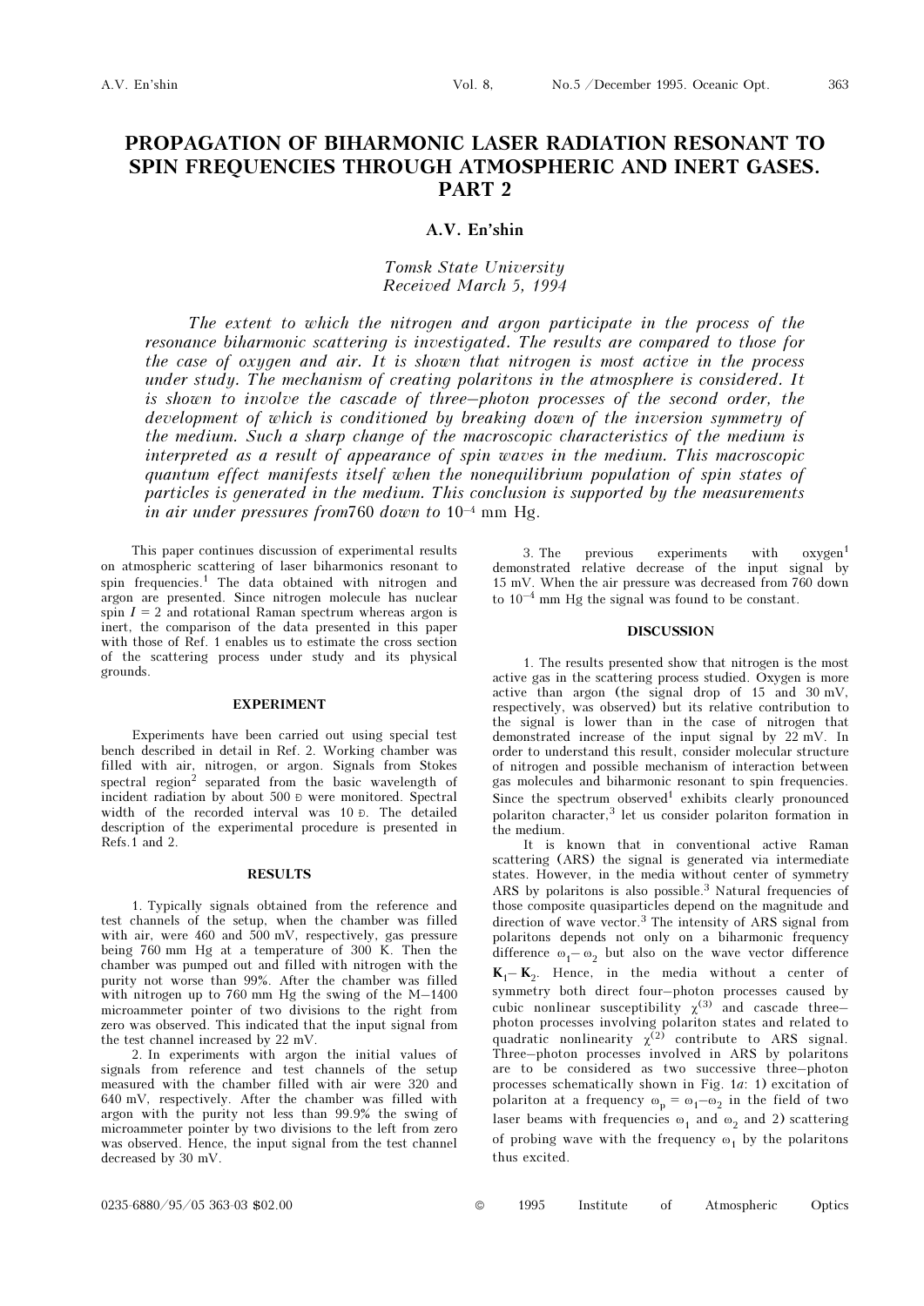# PROPAGATION OF BIHARMONIC LASER RADIATION RESONANT TO SPIN FREQUENCIES THROUGH ATMOSPHERIC AND INERT GASES. PART 2

### A.V. En'shin

*Tomsk State University*
*Received March 5, 1994*

*The extent to which the nitrogen and argon participate in the process of the resonance biharmonic scattering is investigated. The results are compared to those for the case of oxygen and air. It is shown that nitrogen is most active in the process under study. The mechanism of creating polaritons in the atmosphere is considered. It is shown to involve the cascade of three–photon processes of the second order, the development of which is conditioned by breaking down of the inversion symmetry of the medium. Such a sharp change of the macroscopic characteristics of the medium is interpreted as a result of appearance of spin waves in the medium. This macroscopic quantum effect manifests itself when the nonequilibrium population of spin states of particles is generated in the medium. This conclusion is supported by the measurements in air under pressures from760 down to* $10^{-4}$ mm Hg.

This paper continues discussion of experimental results on atmospheric scattering of laser biharmonics resonant to spin frequencies.[1] The data obtained with nitrogen and argon are presented. Since nitrogen molecule has nuclear spin $I = 2$ and rotational Raman spectrum whereas argon is inert, the comparison of the data presented in this paper with those of Ref. 1 enables us to estimate the cross section of the scattering process under study and its physical grounds.

## EXPERIMENT

Experiments have been carried out using special test bench described in detail in Ref. 2. Working chamber was filled with air, nitrogen, or argon. Signals from Stokes spectral region[2] separated from the basic wavelength of incident radiation by about 500 Å were monitored. Spectral width of the recorded interval was 10 Å. The detailed description of the experimental procedure is presented in Refs.1 and 2.

## RESULTS

1. Typically signals obtained from the reference and test channels of the setup, when the chamber was filled with air, were 460 and 500 mV, respectively, gas pressure being 760 mm Hg at a temperature of 300 K. Then the chamber was pumped out and filled with nitrogen with the purity not worse than 99%. After the chamber was filled with nitrogen up to 760 mm Hg the swing of the M–1400 microammeter pointer of two divisions to the right from zero was observed. This indicated that the input signal from the test channel increased by 22 mV.

2. In experiments with argon the initial values of signals from reference and test channels of the setup measured with the chamber filled with air were 320 and 640 mV, respectively. After the chamber was filled with argon with the purity not less than 99.9% the swing of microammeter pointer by two divisions to the left from zero was observed. Hence, the input signal from the test channel decreased by 30 mV.

3. The previous experiments with oxygen[1] demonstrated relative decrease of the input signal by 15 mV. When the air pressure was decreased from 760 down to $10^{-4}$ mm Hg the signal was found to be constant.

## DISCUSSION

1. The results presented show that nitrogen is the most active gas in the scattering process studied. Oxygen is more active than argon (the signal drop of 15 and 30 mV, respectively, was observed) but its relative contribution to the signal is lower than in the case of nitrogen that demonstrated increase of the input signal by 22 mV. In order to understand this result, consider molecular structure of nitrogen and possible mechanism of interaction between gas molecules and biharmonic resonant to spin frequencies. Since the spectrum observed[1] exhibits clearly pronounced polariton character,[3] let us consider polariton formation in the medium.

It is known that in conventional active Raman scattering (ARS) the signal is generated via intermediate states. However, in the media without center of symmetry ARS by polaritons is also possible.[3] Natural frequencies of those composite quasiparticles depend on the magnitude and direction of wave vector.[3] The intensity of ARS signal from polaritons depends not only on a biharmonic frequency difference $\omega_1 - \omega_2$ but also on the wave vector difference $\mathbf{K}_1 - \mathbf{K}_2$. Hence, in the media without a center of symmetry both direct four–photon processes caused by cubic nonlinear susceptibility $\chi^{(3)}$ and cascade three–photon processes involving polariton states and related to quadratic nonlinearity $\chi^{(2)}$ contribute to ARS signal. Three–photon processes involved in ARS by polaritons are to be considered as two successive three–photon processes schematically shown in Fig. 1*a*: 1) excitation of polariton at a frequency $\omega_p = \omega_1 - \omega_2$ in the field of two laser beams with frequencies $\omega_1$ and $\omega_2$ and 2) scattering of probing wave with the frequency $\omega_1$ by the polaritons thus excited.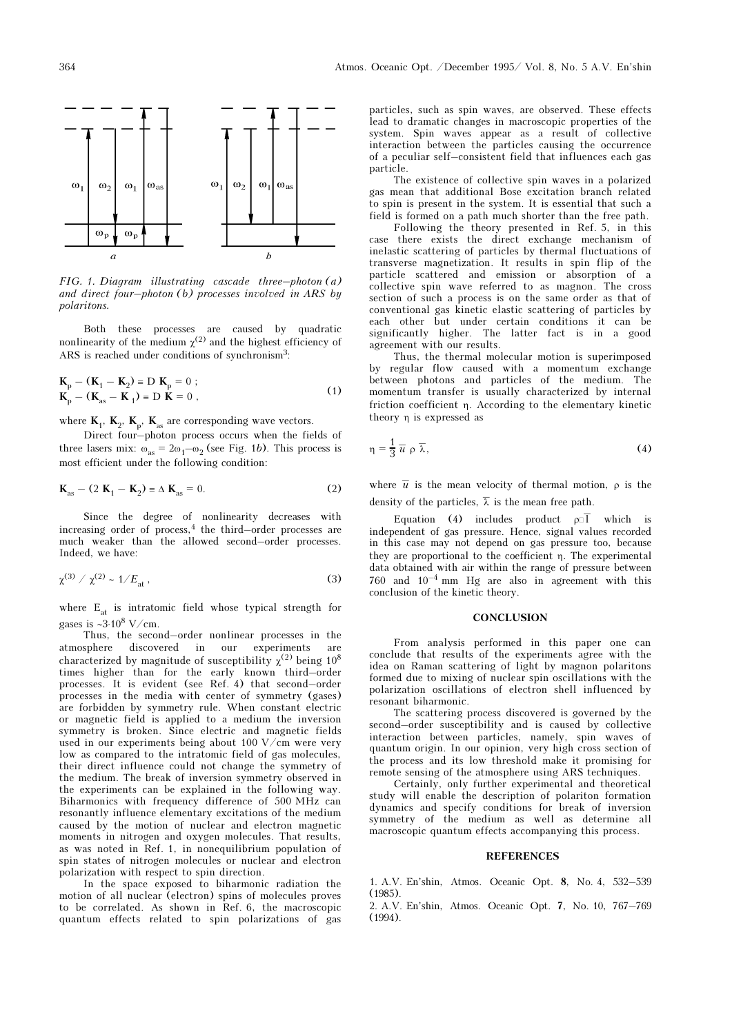FIG. 1. Diagram illustrating cascade three–photon (a) and direct four–photon (b) processes involved in ARS by polaritons.

Both these processes are caused by quadratic nonlinearity of the medium $\chi^{(2)}$ and the highest efficiency of ARS is reached under conditions of synchronism[3]:

$$\mathbf{K}_p - (\mathbf{K}_1 - \mathbf{K}_2) \equiv \mathrm{D}\,\mathbf{K}_p = 0\,; \quad \mathbf{K}_p - (\mathbf{K}_{as} - \mathbf{K}_1) \equiv \mathrm{D}\,\mathbf{K} = 0\,, \tag{1}$$

where $\mathbf{K}_1$, $\mathbf{K}_2$, $\mathbf{K}_p$, $\mathbf{K}_{as}$ are corresponding wave vectors.

Direct four–photon process occurs when the fields of three lasers mix: $\omega_{as} = 2\omega_1 - \omega_2$ (see Fig. 1*b*). This process is most efficient under the following condition:

$$\mathbf{K}_{as} - (2\,\mathbf{K}_1 - \mathbf{K}_2) \equiv \Delta\,\mathbf{K}_{as} = 0. \tag{2}$$

Since the degree of nonlinearity decreases with increasing order of process,[4] the third–order processes are much weaker than the allowed second–order processes. Indeed, we have:

$$\chi^{(3)} / \chi^{(2)} \sim 1/E_{at}\,, \tag{3}$$

where $E_{at}$ is intratomic field whose typical strength for gases is $\sim 3 \cdot 10^8$ V/cm.

Thus, the second–order nonlinear processes in the atmosphere discovered in our experiments are characterized by magnitude of susceptibility $\chi^{(2)}$ being $10^8$ times higher than for the early known third–order processes. It is evident (see Ref. 4) that second–order processes in the media with center of symmetry (gases) are forbidden by symmetry rule. When constant electric or magnetic field is applied to a medium the inversion symmetry is broken. Since electric and magnetic fields used in our experiments being about 100 V/cm were very low as compared to the intratomic field of gas molecules, their direct influence could not change the symmetry of the medium. The break of inversion symmetry observed in the experiments can be explained in the following way. Biharmonics with frequency difference of 500 MHz can resonantly influence elementary excitations of the medium caused by the motion of nuclear and electron magnetic moments in nitrogen and oxygen molecules. That results, as was noted in Ref. 1, in nonequilibrium population of spin states of nitrogen molecules or nuclear and electron polarization with respect to spin direction.

In the space exposed to biharmonic radiation the motion of all nuclear (electron) spins of molecules proves to be correlated. As shown in Ref. 6, the macroscopic quantum effects related to spin polarizations of gas particles, such as spin waves, are observed. These effects lead to dramatic changes in macroscopic properties of the system. Spin waves appear as a result of collective interaction between the particles causing the occurrence of a peculiar self–consistent field that influences each gas particle.

The existence of collective spin waves in a polarized gas mean that additional Bose excitation branch related to spin is present in the system. It is essential that such a field is formed on a path much shorter than the free path.

Following the theory presented in Ref. 5, in this case there exists the direct exchange mechanism of inelastic scattering of particles by thermal fluctuations of transverse magnetization. It results in spin flip of the particle scattered and emission or absorption of a collective spin wave referred to as magnon. The cross section of such a process is on the same order as that of conventional gas kinetic elastic scattering of particles by each other but under certain conditions it can be significantly higher. The latter fact is in a good agreement with our results.

Thus, the thermal molecular motion is superimposed by regular flow caused with a momentum exchange between photons and particles of the medium. The momentum transfer is usually characterized by internal friction coefficient $\eta$. According to the elementary kinetic theory $\eta$ is expressed as

$$\eta = \frac{1}{3}\,\bar{u}\,\rho\,\bar{\lambda}, \tag{4}$$

where $\bar{u}$ is the mean velocity of thermal motion, $\rho$ is the density of the particles, $\bar{\lambda}$ is the mean free path.

Equation (4) includes product $\rho\bar{\lambda}$ which is independent of gas pressure. Hence, signal values recorded in this case may not depend on gas pressure too, because they are proportional to the coefficient $\eta$. The experimental data obtained with air within the range of pressure between 760 and $10^{-4}$ mm Hg are also in agreement with this conclusion of the kinetic theory.

## CONCLUSION

From analysis performed in this paper one can conclude that results of the experiments agree with the idea on Raman scattering of light by magnon polaritons formed due to mixing of nuclear spin oscillations with the polarization oscillations of electron shell influenced by resonant biharmonic.

The scattering process discovered is governed by the second–order susceptibility and is caused by collective interaction between particles, namely, spin waves of quantum origin. In our opinion, very high cross section of the process and its low threshold make it promising for remote sensing of the atmosphere using ARS techniques.

Certainly, only further experimental and theoretical study will enable the description of polariton formation dynamics and specify conditions for break of inversion symmetry of the medium as well as determine all macroscopic quantum effects accompanying this process.

## REFERENCES

1. A.V. En'shin, Atmos. Oceanic Opt. **8**, No. 4, 532–539 (1985).
2. A.V. En'shin, Atmos. Oceanic Opt. **7**, No. 10, 767–769 (1994).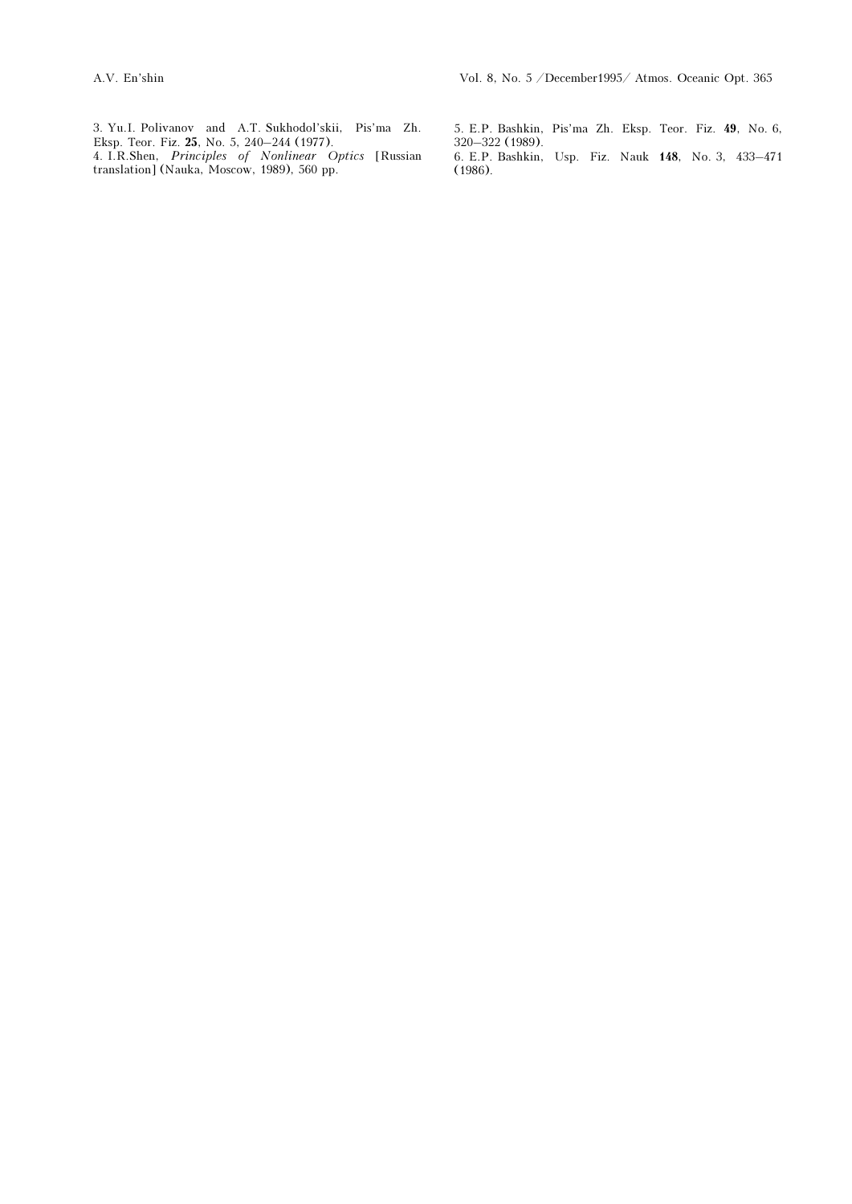3. Yu.I. Polivanov and A.T. Sukhodol'skii, Pis'ma Zh. Eksp. Teor. Fiz. **25**, No. 5, 240–244 (1977).

4. I.R.Shen, *Principles of Nonlinear Optics* [Russian translation] (Nauka, Moscow, 1989), 560 pp.

5. E.P. Bashkin, Pis'ma Zh. Eksp. Teor. Fiz. **49**, No. 6, 320–322 (1989).

6. E.P. Bashkin, Usp. Fiz. Nauk **148**, No. 3, 433–471 (1986).